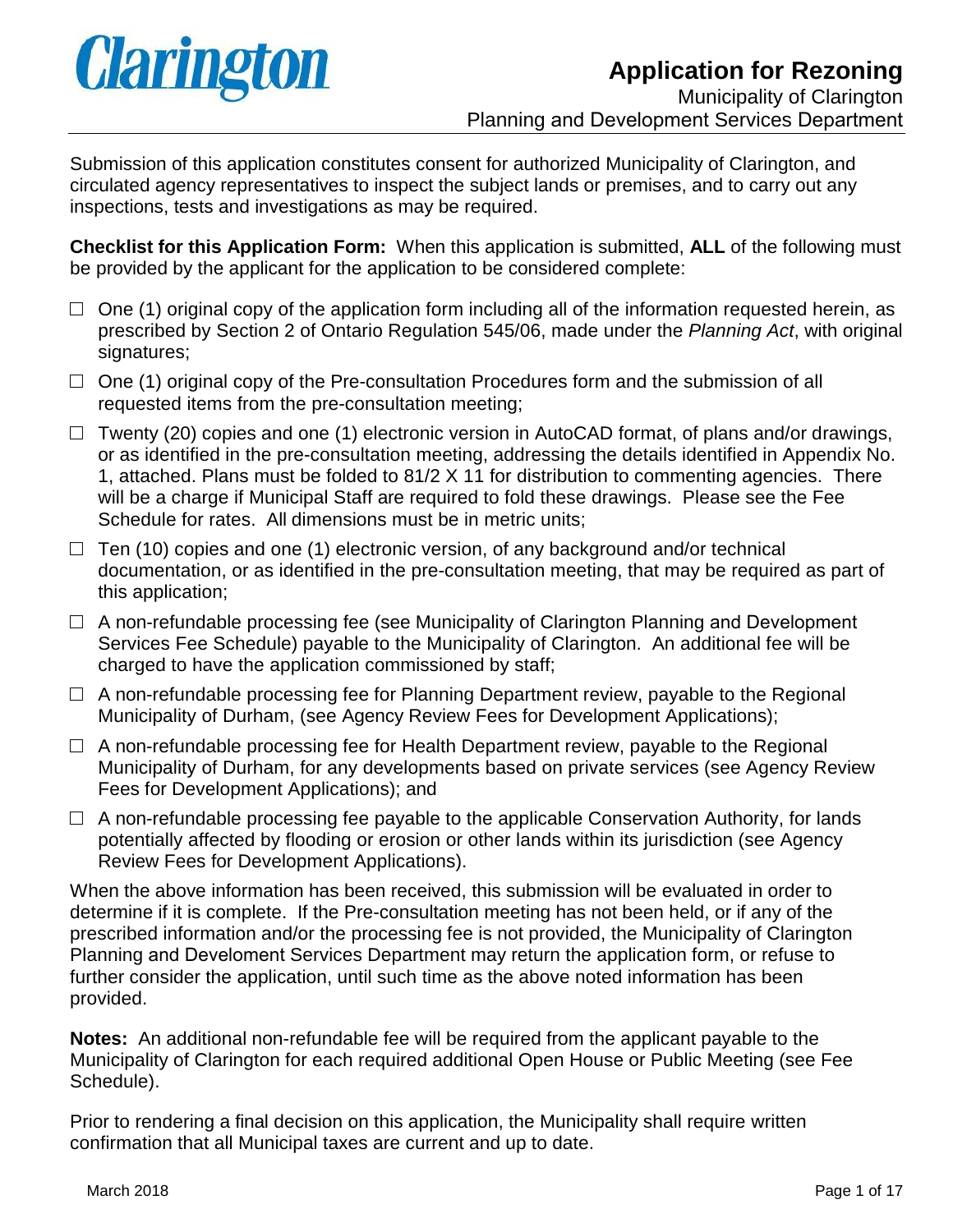Clarington

# Application for Rezoning

Municipality of Clarington
Planning and Development Services Department

Submission of this application constitutes consent for authorized Municipality of Clarington, and circulated agency representatives to inspect the subject lands or premises, and to carry out any inspections, tests and investigations as may be required.

**Checklist for this Application Form:** When this application is submitted, **ALL** of the following must be provided by the applicant for the application to be considered complete:

- ☐ One (1) original copy of the application form including all of the information requested herein, as prescribed by Section 2 of Ontario Regulation 545/06, made under the *Planning Act*, with original signatures;
- ☐ One (1) original copy of the Pre-consultation Procedures form and the submission of all requested items from the pre-consultation meeting;
- ☐ Twenty (20) copies and one (1) electronic version in AutoCAD format, of plans and/or drawings, or as identified in the pre-consultation meeting, addressing the details identified in Appendix No. 1, attached. Plans must be folded to 81/2 X 11 for distribution to commenting agencies. There will be a charge if Municipal Staff are required to fold these drawings. Please see the Fee Schedule for rates. All dimensions must be in metric units;
- ☐ Ten (10) copies and one (1) electronic version, of any background and/or technical documentation, or as identified in the pre-consultation meeting, that may be required as part of this application;
- ☐ A non-refundable processing fee (see Municipality of Clarington Planning and Development Services Fee Schedule) payable to the Municipality of Clarington. An additional fee will be charged to have the application commissioned by staff;
- ☐ A non-refundable processing fee for Planning Department review, payable to the Regional Municipality of Durham, (see Agency Review Fees for Development Applications);
- ☐ A non-refundable processing fee for Health Department review, payable to the Regional Municipality of Durham, for any developments based on private services (see Agency Review Fees for Development Applications); and
- ☐ A non-refundable processing fee payable to the applicable Conservation Authority, for lands potentially affected by flooding or erosion or other lands within its jurisdiction (see Agency Review Fees for Development Applications).

When the above information has been received, this submission will be evaluated in order to determine if it is complete. If the Pre-consultation meeting has not been held, or if any of the prescribed information and/or the processing fee is not provided, the Municipality of Clarington Planning and Develoment Services Department may return the application form, or refuse to further consider the application, until such time as the above noted information has been provided.

**Notes:** An additional non-refundable fee will be required from the applicant payable to the Municipality of Clarington for each required additional Open House or Public Meeting (see Fee Schedule).

Prior to rendering a final decision on this application, the Municipality shall require written confirmation that all Municipal taxes are current and up to date.

March 2018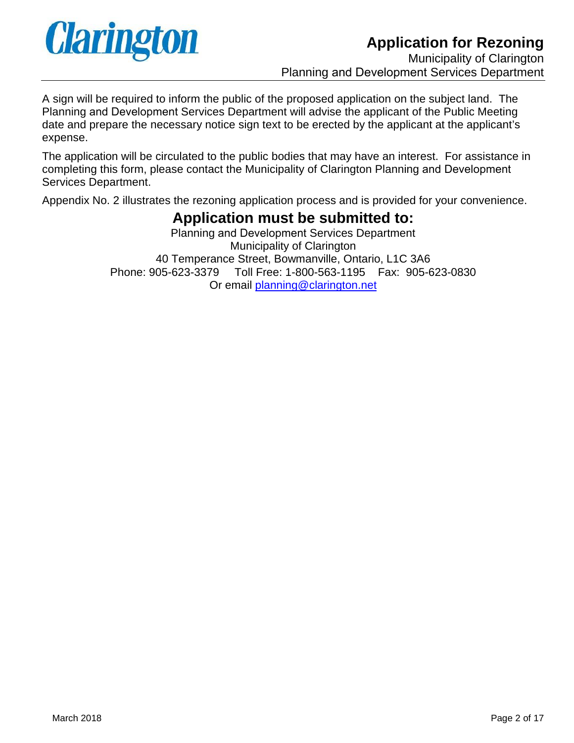A sign will be required to inform the public of the proposed application on the subject land. The Planning and Development Services Department will advise the applicant of the Public Meeting date and prepare the necessary notice sign text to be erected by the applicant at the applicant's expense.

The application will be circulated to the public bodies that may have an interest. For assistance in completing this form, please contact the Municipality of Clarington Planning and Development Services Department.

Appendix No. 2 illustrates the rezoning application process and is provided for your convenience.

## Application must be submitted to:

Planning and Development Services Department
Municipality of Clarington
40 Temperance Street, Bowmanville, Ontario, L1C 3A6
Phone: 905-623-3379 Toll Free: 1-800-563-1195 Fax: 905-623-0830
Or email planning@clarington.net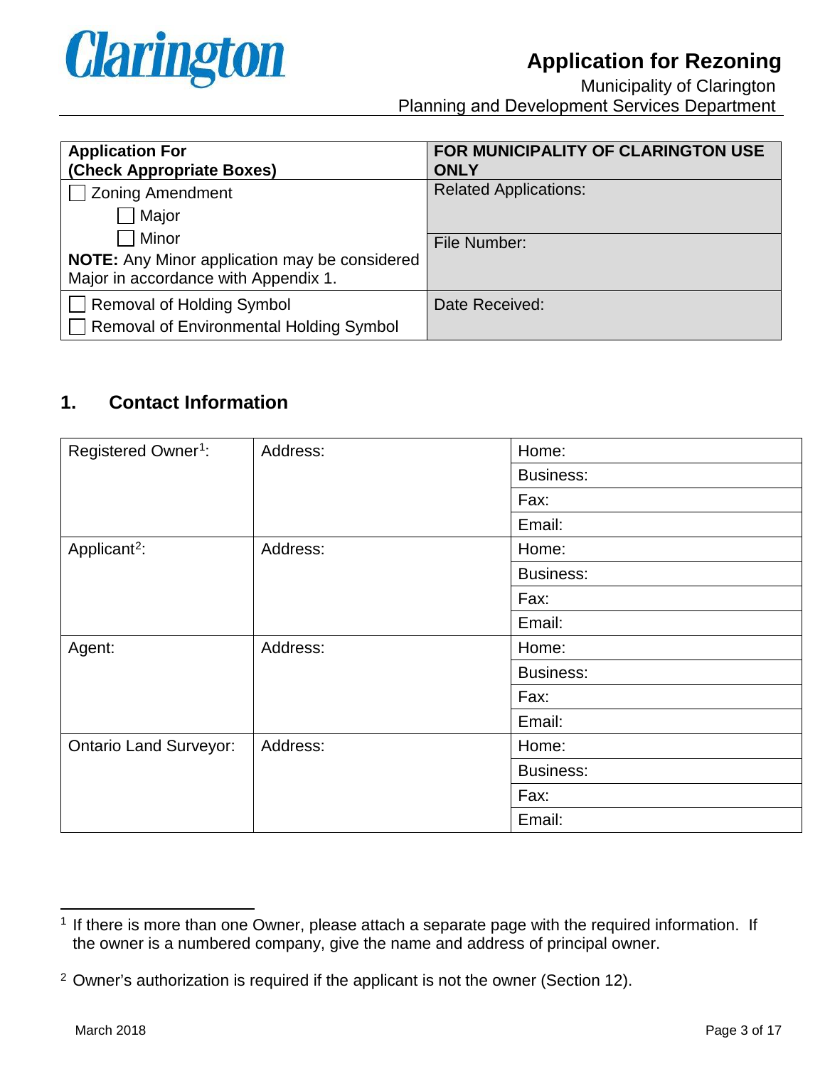# Application for Rezoning

Municipality of Clarington
Planning and Development Services Department

| **Application For (Check Appropriate Boxes)** | **FOR MUNICIPALITY OF CLARINGTON USE ONLY** |
|---|---|
| ☐ Zoning Amendment<br>　☐ Major<br>　☐ Minor<br>**NOTE:** Any Minor application may be considered Major in accordance with Appendix 1. | Related Applications:<br><br>File Number: |
| ☐ Removal of Holding Symbol<br>☐ Removal of Environmental Holding Symbol | Date Received: |

## 1. Contact Information

| | | |
|---|---|---|
| Registered Owner[1]: | Address: | Home: |
| | | Business: |
| | | Fax: |
| | | Email: |
| Applicant[2]: | Address: | Home: |
| | | Business: |
| | | Fax: |
| | | Email: |
| Agent: | Address: | Home: |
| | | Business: |
| | | Fax: |
| | | Email: |
| Ontario Land Surveyor: | Address: | Home: |
| | | Business: |
| | | Fax: |
| | | Email: |

[1] If there is more than one Owner, please attach a separate page with the required information. If the owner is a numbered company, give the name and address of principal owner.

[2] Owner's authorization is required if the applicant is not the owner (Section 12).

March 2018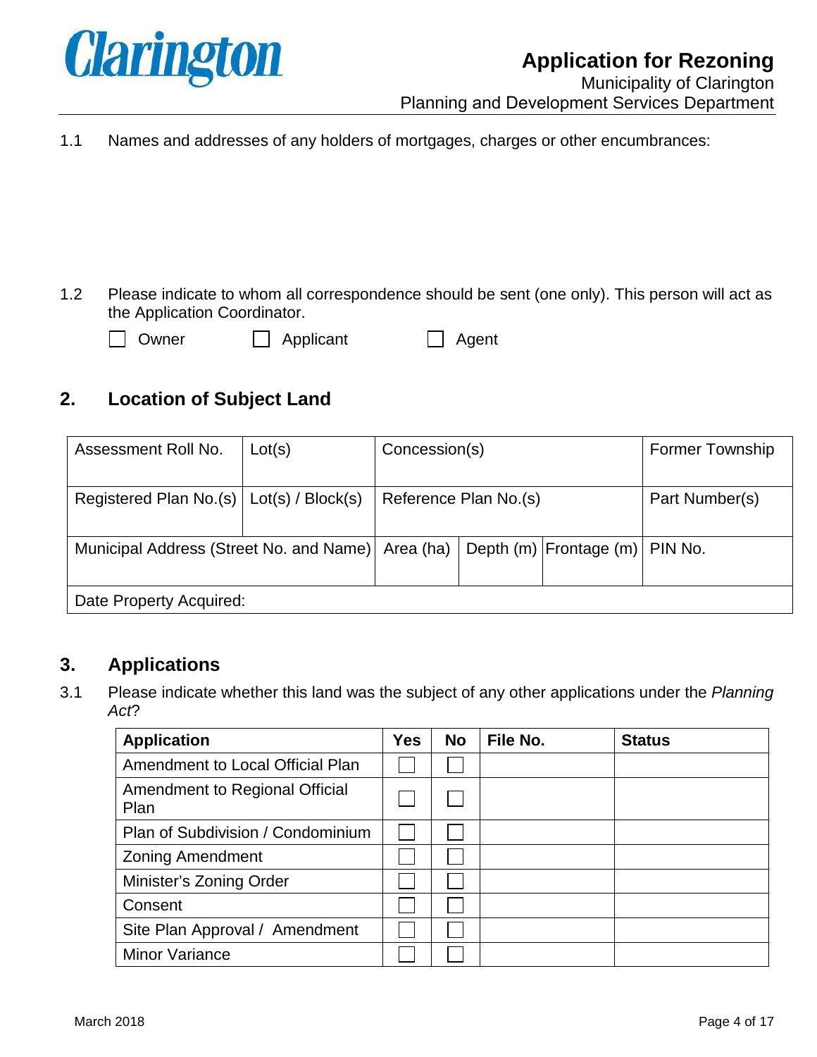1.1 Names and addresses of any holders of mortgages, charges or other encumbrances:

1.2 Please indicate to whom all correspondence should be sent (one only). This person will act as the Application Coordinator.

☐ Owner ☐ Applicant ☐ Agent

## 2. Location of Subject Land

| Assessment Roll No. | Lot(s) | Concession(s) | | | Former Township |
|---|---|---|---|---|---|
| Registered Plan No.(s) | Lot(s) / Block(s) | Reference Plan No.(s) | | | Part Number(s) |
| Municipal Address (Street No. and Name) | | Area (ha) | Depth (m) | Frontage (m) | PIN No. |
| Date Property Acquired: | | | | | |

## 3. Applications

3.1 Please indicate whether this land was the subject of any other applications under the *Planning Act*?

| **Application** | **Yes** | **No** | **File No.** | **Status** |
|---|---|---|---|---|
| Amendment to Local Official Plan | ☐ | ☐ | | |
| Amendment to Regional Official Plan | ☐ | ☐ | | |
| Plan of Subdivision / Condominium | ☐ | ☐ | | |
| Zoning Amendment | ☐ | ☐ | | |
| Minister's Zoning Order | ☐ | ☐ | | |
| Consent | ☐ | ☐ | | |
| Site Plan Approval / Amendment | ☐ | ☐ | | |
| Minor Variance | ☐ | ☐ | | |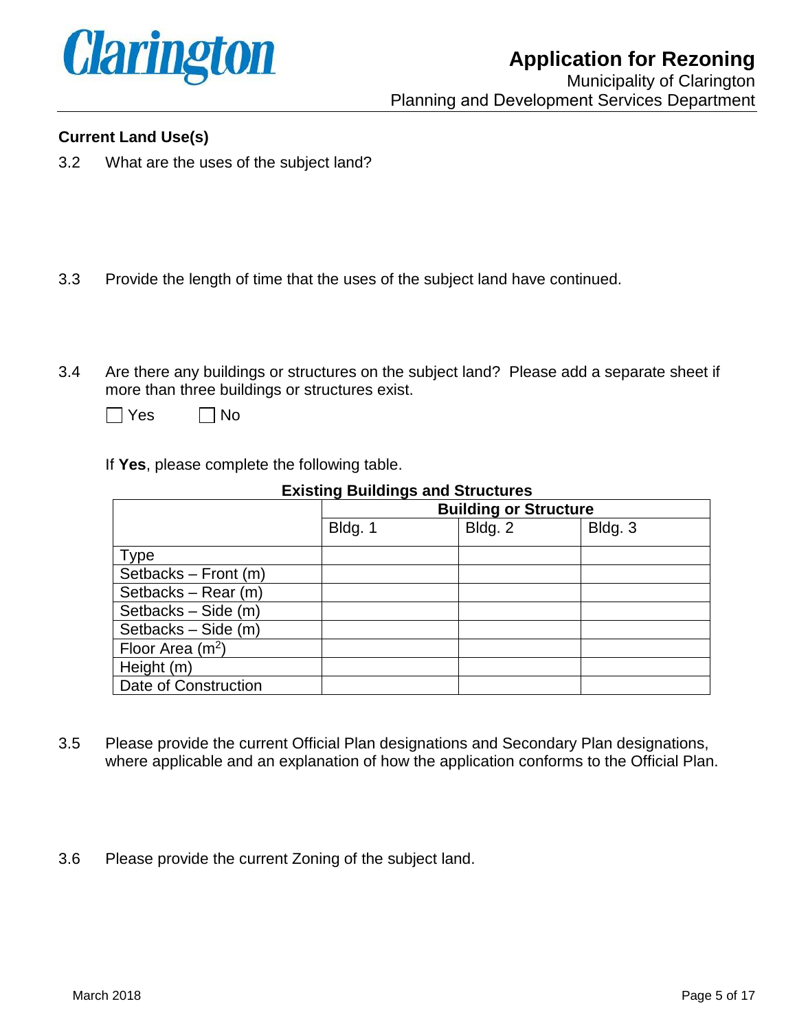**Current Land Use(s)**

3.2 What are the uses of the subject land?

3.3 Provide the length of time that the uses of the subject land have continued.

3.4 Are there any buildings or structures on the subject land? Please add a separate sheet if more than three buildings or structures exist.

☐ Yes ☐ No

If **Yes**, please complete the following table.

**Existing Buildings and Structures**

| | **Building or Structure** | | |
|---|---|---|---|
| | Bldg. 1 | Bldg. 2 | Bldg. 3 |
| Type | | | |
| Setbacks – Front (m) | | | |
| Setbacks – Rear (m) | | | |
| Setbacks – Side (m) | | | |
| Setbacks – Side (m) | | | |
| Floor Area ($m^2$) | | | |
| Height (m) | | | |
| Date of Construction | | | |

3.5 Please provide the current Official Plan designations and Secondary Plan designations, where applicable and an explanation of how the application conforms to the Official Plan.

3.6 Please provide the current Zoning of the subject land.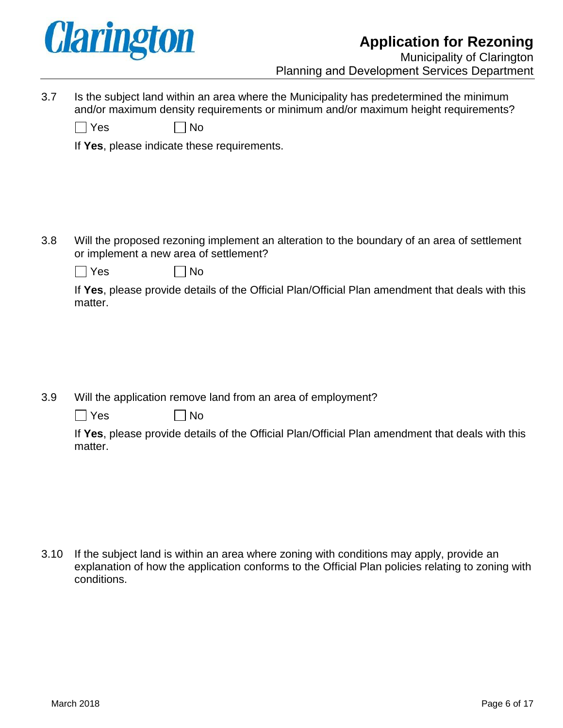3.7 Is the subject land within an area where the Municipality has predetermined the minimum and/or maximum density requirements or minimum and/or maximum height requirements?

☐ Yes ☐ No

If **Yes**, please indicate these requirements.

3.8 Will the proposed rezoning implement an alteration to the boundary of an area of settlement or implement a new area of settlement?

☐ Yes ☐ No

If **Yes**, please provide details of the Official Plan/Official Plan amendment that deals with this matter.

3.9 Will the application remove land from an area of employment?

☐ Yes ☐ No

If **Yes**, please provide details of the Official Plan/Official Plan amendment that deals with this matter.

3.10 If the subject land is within an area where zoning with conditions may apply, provide an explanation of how the application conforms to the Official Plan policies relating to zoning with conditions.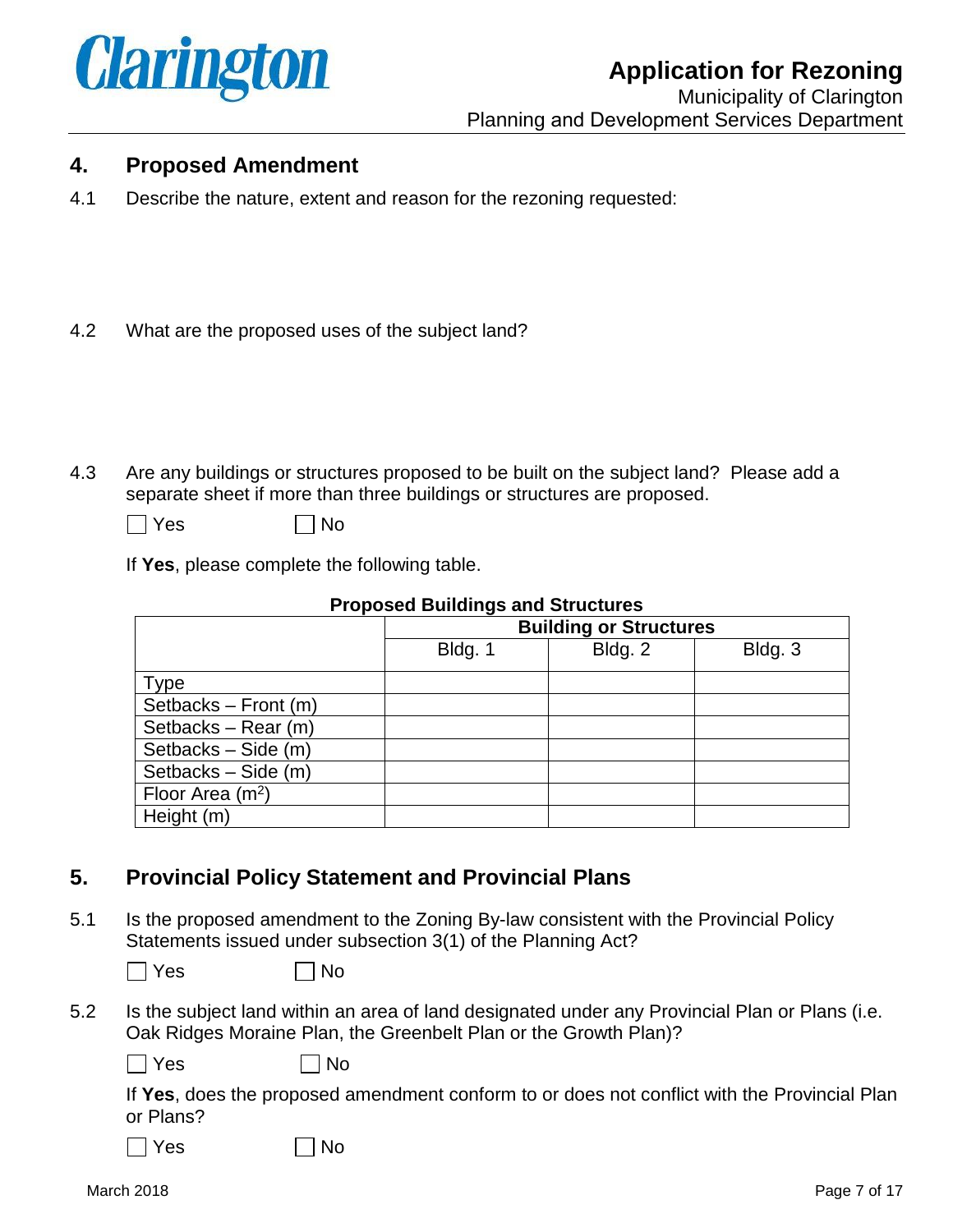## 4. Proposed Amendment

4.1 Describe the nature, extent and reason for the rezoning requested:

4.2 What are the proposed uses of the subject land?

4.3 Are any buildings or structures proposed to be built on the subject land? Please add a separate sheet if more than three buildings or structures are proposed.

☐ Yes ☐ No

If **Yes**, please complete the following table.

**Proposed Buildings and Structures**

| | Building or Structures | | |
|---|---|---|---|
| | Bldg. 1 | Bldg. 2 | Bldg. 3 |
| Type | | | |
| Setbacks – Front (m) | | | |
| Setbacks – Rear (m) | | | |
| Setbacks – Side (m) | | | |
| Setbacks – Side (m) | | | |
| Floor Area ($m^2$) | | | |
| Height (m) | | | |

## 5. Provincial Policy Statement and Provincial Plans

5.1 Is the proposed amendment to the Zoning By-law consistent with the Provincial Policy Statements issued under subsection 3(1) of the Planning Act?

☐ Yes ☐ No

5.2 Is the subject land within an area of land designated under any Provincial Plan or Plans (i.e. Oak Ridges Moraine Plan, the Greenbelt Plan or the Growth Plan)?

☐ Yes ☐ No

If **Yes**, does the proposed amendment conform to or does not conflict with the Provincial Plan or Plans?

☐ Yes ☐ No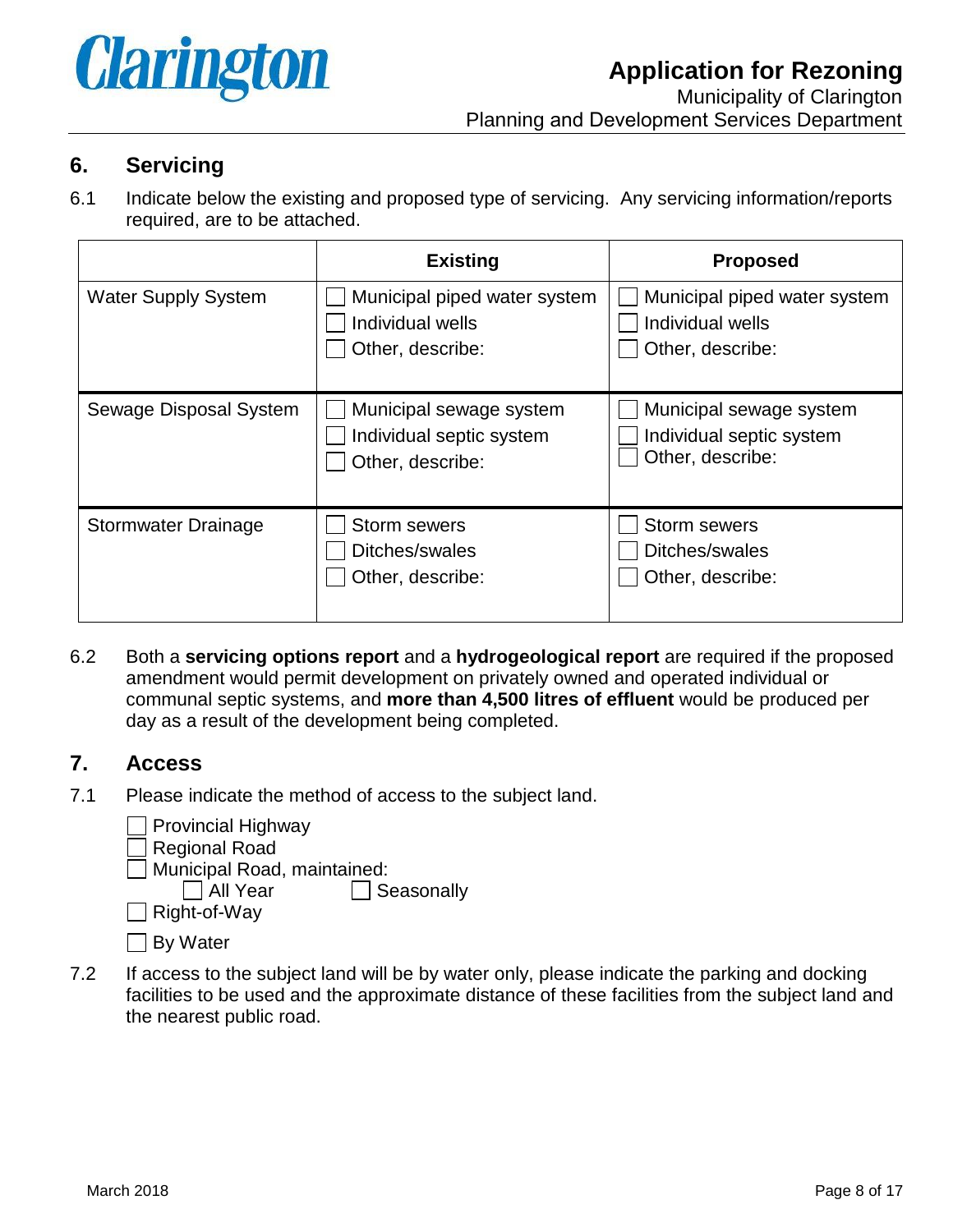## 6. Servicing

6.1 Indicate below the existing and proposed type of servicing. Any servicing information/reports required, are to be attached.

| | Existing | Proposed |
|---|---|---|
| Water Supply System | ☐ Municipal piped water system<br>☐ Individual wells<br>☐ Other, describe: | ☐ Municipal piped water system<br>☐ Individual wells<br>☐ Other, describe: |
| Sewage Disposal System | ☐ Municipal sewage system<br>☐ Individual septic system<br>☐ Other, describe: | ☐ Municipal sewage system<br>☐ Individual septic system<br>☐ Other, describe: |
| Stormwater Drainage | ☐ Storm sewers<br>☐ Ditches/swales<br>☐ Other, describe: | ☐ Storm sewers<br>☐ Ditches/swales<br>☐ Other, describe: |

6.2 Both a **servicing options report** and a **hydrogeological report** are required if the proposed amendment would permit development on privately owned and operated individual or communal septic systems, and **more than 4,500 litres of effluent** would be produced per day as a result of the development being completed.

## 7. Access

7.1 Please indicate the method of access to the subject land.

☐ Provincial Highway
☐ Regional Road
☐ Municipal Road, maintained:
  ☐ All Year  ☐ Seasonally
☐ Right-of-Way
☐ By Water

7.2 If access to the subject land will be by water only, please indicate the parking and docking facilities to be used and the approximate distance of these facilities from the subject land and the nearest public road.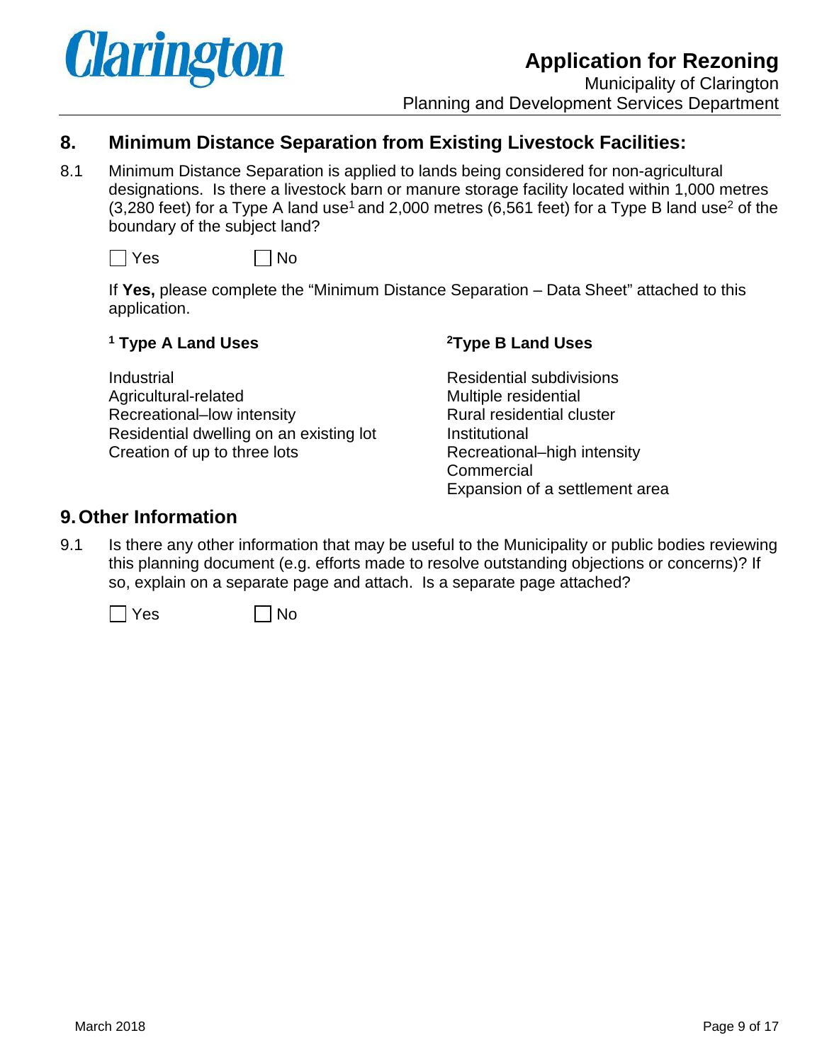## 8. Minimum Distance Separation from Existing Livestock Facilities:

8.1 Minimum Distance Separation is applied to lands being considered for non-agricultural designations. Is there a livestock barn or manure storage facility located within 1,000 metres (3,280 feet) for a Type A land use[1] and 2,000 metres (6,561 feet) for a Type B land use[2] of the boundary of the subject land?

☐ Yes ☐ No

If **Yes,** please complete the "Minimum Distance Separation – Data Sheet" attached to this application.

**[1] Type A Land Uses**

Industrial
Agricultural-related
Recreational–low intensity
Residential dwelling on an existing lot
Creation of up to three lots

**[2]Type B Land Uses**

Residential subdivisions
Multiple residential
Rural residential cluster
Institutional
Recreational–high intensity
Commercial
Expansion of a settlement area

## 9. Other Information

9.1 Is there any other information that may be useful to the Municipality or public bodies reviewing this planning document (e.g. efforts made to resolve outstanding objections or concerns)? If so, explain on a separate page and attach. Is a separate page attached?

☐ Yes ☐ No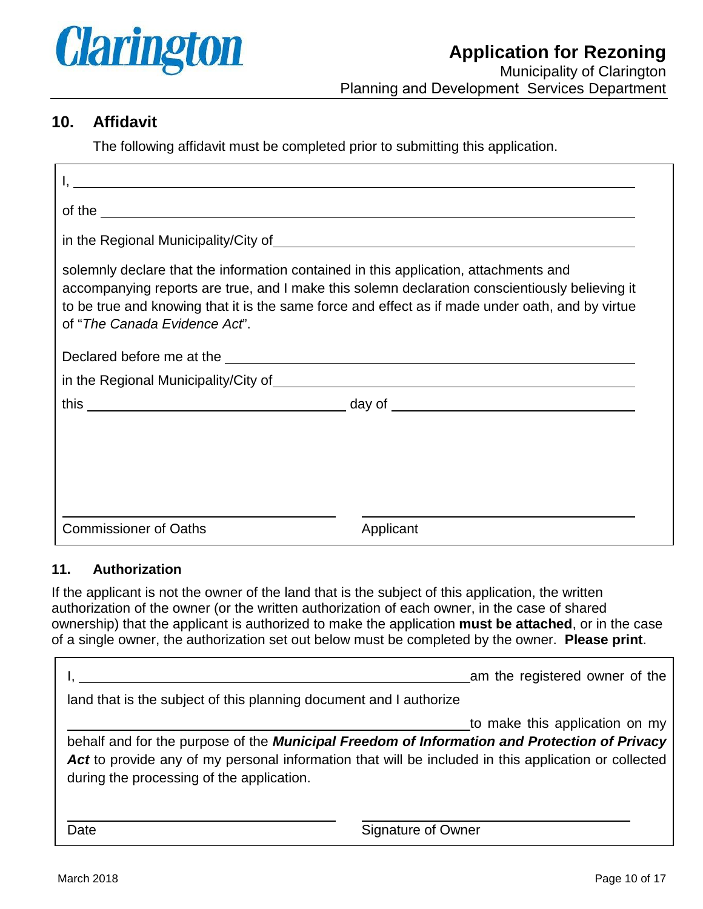## 10. Affidavit

The following affidavit must be completed prior to submitting this application.

I, ______________________________________________________________________

of the ___________________________________________________________________

in the Regional Municipality/City of ____________________________________________

solemnly declare that the information contained in this application, attachments and accompanying reports are true, and I make this solemn declaration conscientiously believing it to be true and knowing that it is the same force and effect as if made under oath, and by virtue of "*The Canada Evidence Act*".

Declared before me at the _______________________________________________________

in the Regional Municipality/City of ____________________________________________

this ______________________________ day of ______________________________

______________________________ ______________________________

Commissioner of Oaths Applicant

### 11. Authorization

If the applicant is not the owner of the land that is the subject of this application, the written authorization of the owner (or the written authorization of each owner, in the case of shared ownership) that the applicant is authorized to make the application **must be attached**, or in the case of a single owner, the authorization set out below must be completed by the owner. **Please print**.

I, ____________________________________________ am the registered owner of the land that is the subject of this planning document and I authorize ____________________________________________ to make this application on my behalf and for the purpose of the ***Municipal Freedom of Information and Protection of Privacy Act*** to provide any of my personal information that will be included in this application or collected during the processing of the application.

______________________________ ______________________________

Date Signature of Owner

March 2018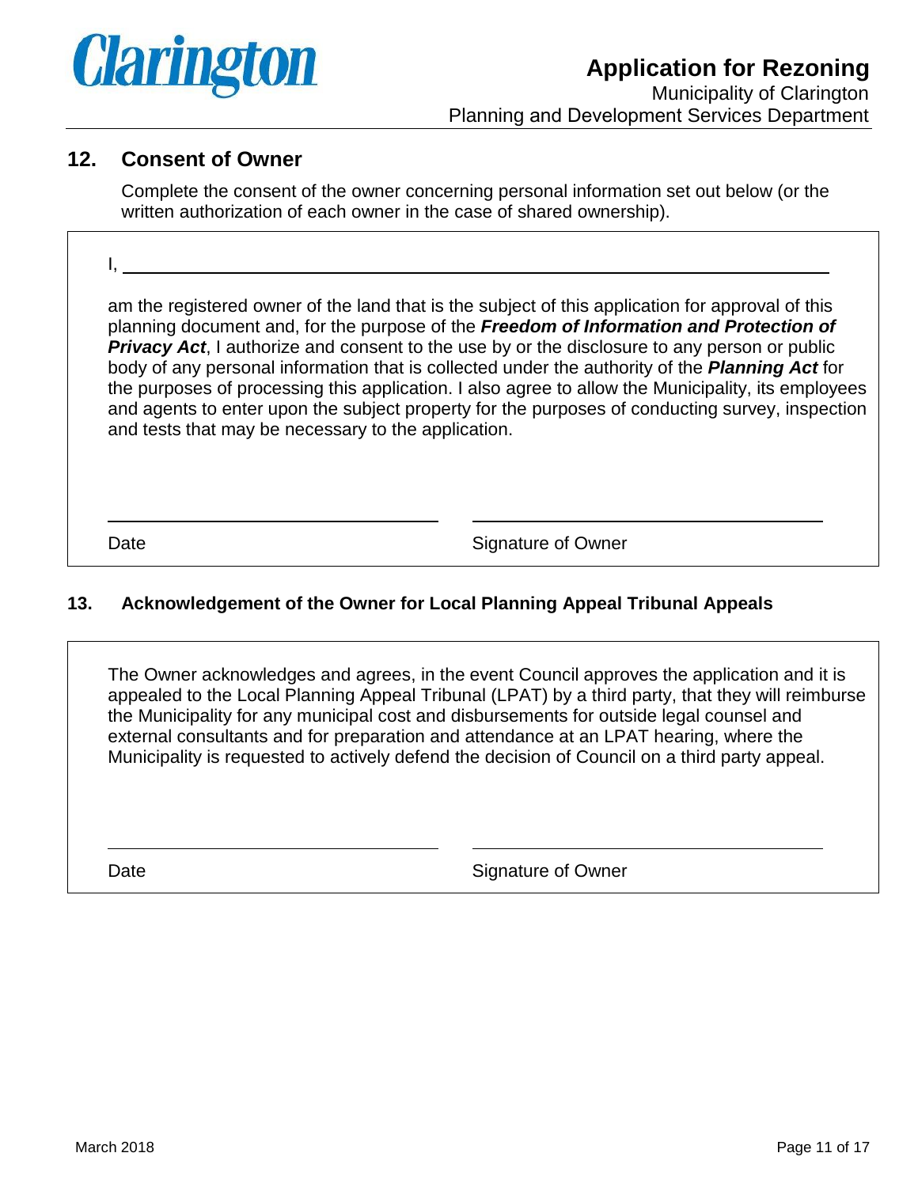## 12. Consent of Owner

Complete the consent of the owner concerning personal information set out below (or the written authorization of each owner in the case of shared ownership).

I, ______________________________________________

am the registered owner of the land that is the subject of this application for approval of this planning document and, for the purpose of the ***Freedom of Information and Protection of Privacy Act***, I authorize and consent to the use by or the disclosure to any person or public body of any personal information that is collected under the authority of the ***Planning Act*** for the purposes of processing this application. I also agree to allow the Municipality, its employees and agents to enter upon the subject property for the purposes of conducting survey, inspection and tests that may be necessary to the application.

______________________________ ______________________________

Date Signature of Owner

## 13. Acknowledgement of the Owner for Local Planning Appeal Tribunal Appeals

The Owner acknowledges and agrees, in the event Council approves the application and it is appealed to the Local Planning Appeal Tribunal (LPAT) by a third party, that they will reimburse the Municipality for any municipal cost and disbursements for outside legal counsel and external consultants and for preparation and attendance at an LPAT hearing, where the Municipality is requested to actively defend the decision of Council on a third party appeal.

______________________________ ______________________________

Date Signature of Owner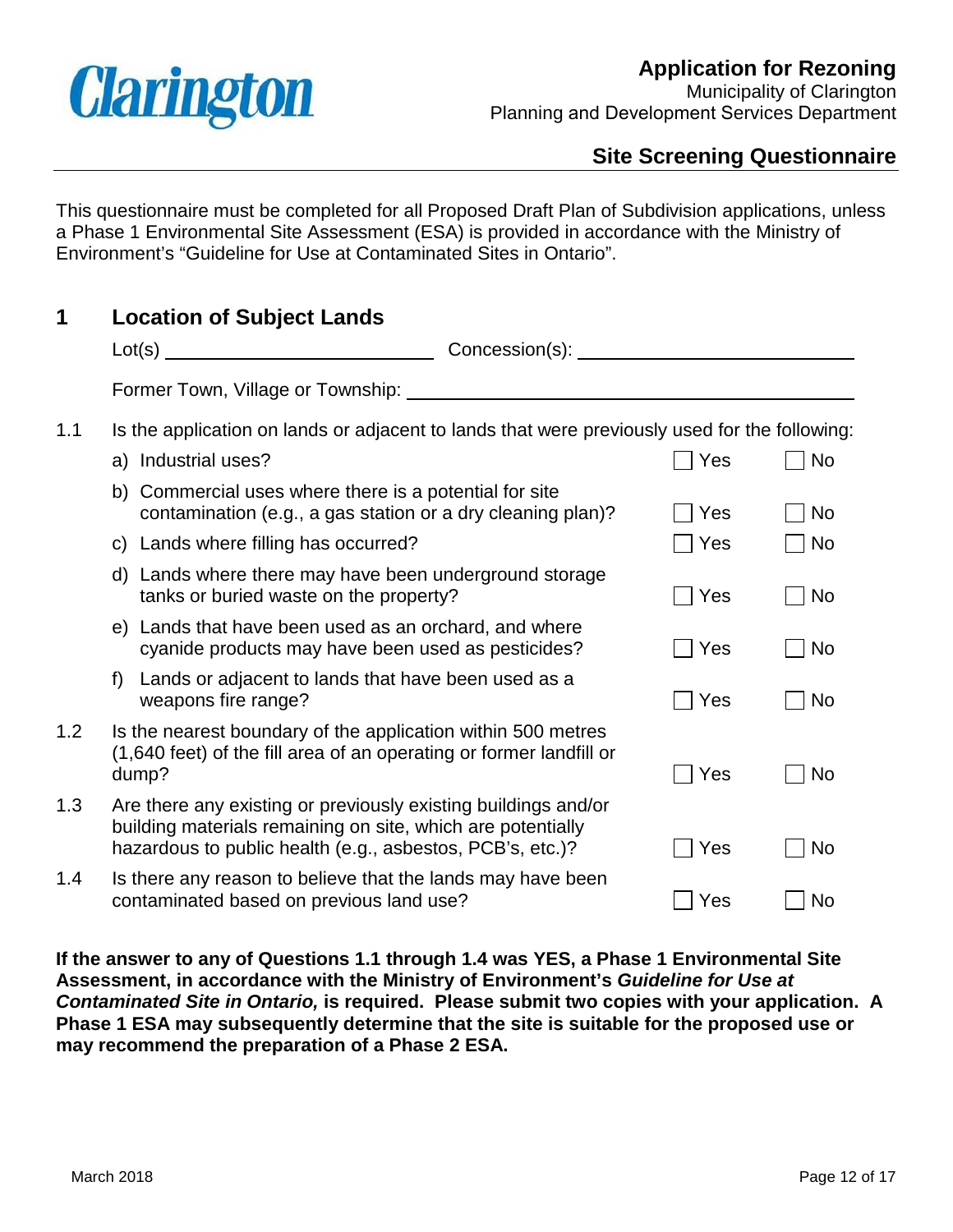Clarington

**Application for Rezoning**
Municipality of Clarington
Planning and Development Services Department

## Site Screening Questionnaire

This questionnaire must be completed for all Proposed Draft Plan of Subdivision applications, unless a Phase 1 Environmental Site Assessment (ESA) is provided in accordance with the Ministry of Environment's "Guideline for Use at Contaminated Sites in Ontario".

## 1 Location of Subject Lands

Lot(s) ________________ Concession(s): ________________

Former Town, Village or Township: ________________________

1.1 Is the application on lands or adjacent to lands that were previously used for the following:

| | | | |
|---|---|---|---|
| | a) Industrial uses? | ☐ Yes | ☐ No |
| | b) Commercial uses where there is a potential for site contamination (e.g., a gas station or a dry cleaning plan)? | ☐ Yes | ☐ No |
| | c) Lands where filling has occurred? | ☐ Yes | ☐ No |
| | d) Lands where there may have been underground storage tanks or buried waste on the property? | ☐ Yes | ☐ No |
| | e) Lands that have been used as an orchard, and where cyanide products may have been used as pesticides? | ☐ Yes | ☐ No |
| | f) Lands or adjacent to lands that have been used as a weapons fire range? | ☐ Yes | ☐ No |
| 1.2 | Is the nearest boundary of the application within 500 metres (1,640 feet) of the fill area of an operating or former landfill or dump? | ☐ Yes | ☐ No |
| 1.3 | Are there any existing or previously existing buildings and/or building materials remaining on site, which are potentially hazardous to public health (e.g., asbestos, PCB's, etc.)? | ☐ Yes | ☐ No |
| 1.4 | Is there any reason to believe that the lands may have been contaminated based on previous land use? | ☐ Yes | ☐ No |

**If the answer to any of Questions 1.1 through 1.4 was YES, a Phase 1 Environmental Site Assessment, in accordance with the Ministry of Environment's *Guideline for Use at Contaminated Site in Ontario,* is required. Please submit two copies with your application. A Phase 1 ESA may subsequently determine that the site is suitable for the proposed use or may recommend the preparation of a Phase 2 ESA.**

March 2018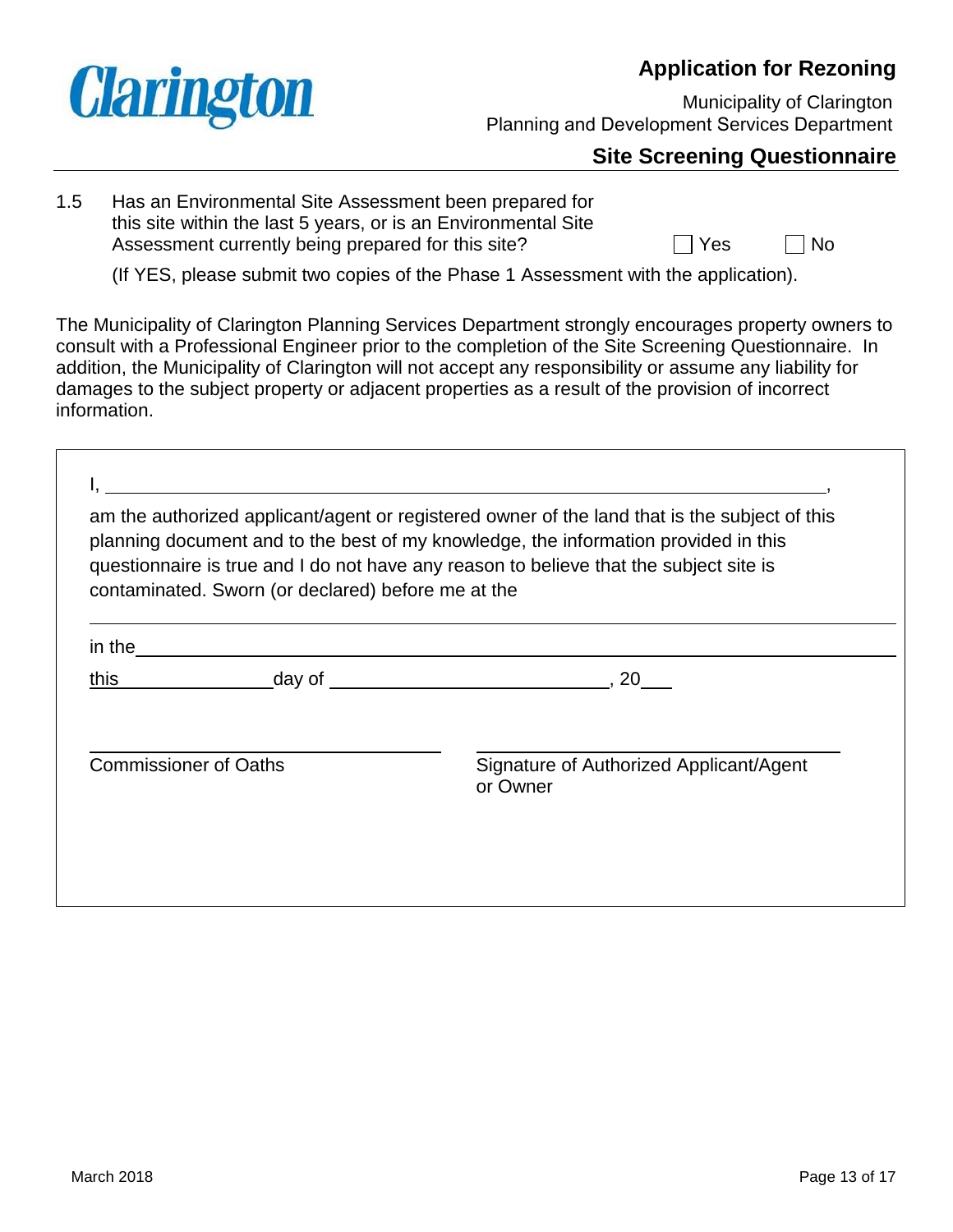Clarington

## Application for Rezoning

Municipality of Clarington
Planning and Development Services Department

### Site Screening Questionnaire

1.5 Has an Environmental Site Assessment been prepared for this site within the last 5 years, or is an Environmental Site Assessment currently being prepared for this site? ☐ Yes ☐ No

(If YES, please submit two copies of the Phase 1 Assessment with the application).

The Municipality of Clarington Planning Services Department strongly encourages property owners to consult with a Professional Engineer prior to the completion of the Site Screening Questionnaire. In addition, the Municipality of Clarington will not accept any responsibility or assume any liability for damages to the subject property or adjacent properties as a result of the provision of incorrect information.

I, ______________________________________________,

am the authorized applicant/agent or registered owner of the land that is the subject of this planning document and to the best of my knowledge, the information provided in this questionnaire is true and I do not have any reason to believe that the subject site is contaminated. Sworn (or declared) before me at the

______________________________________________

in the______________________________________________

this______________day of ______________________, 20___

______________________________ Commissioner of Oaths

______________________________ Signature of Authorized Applicant/Agent or Owner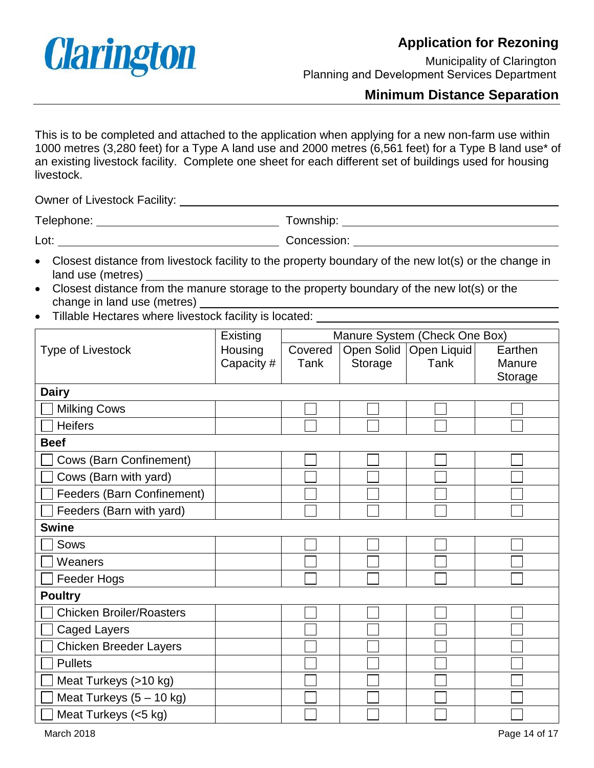Clarington

# Application for Rezoning

Municipality of Clarington
Planning and Development Services Department

## Minimum Distance Separation

This is to be completed and attached to the application when applying for a new non-farm use within 1000 metres (3,280 feet) for a Type A land use and 2000 metres (6,561 feet) for a Type B land use* of an existing livestock facility. Complete one sheet for each different set of buildings used for housing livestock.

Owner of Livestock Facility: ______________________________

Telephone: ______________________ Township: ______________________

Lot: ______________________ Concession: ______________________

- Closest distance from livestock facility to the property boundary of the new lot(s) or the change in land use (metres) ______________________
- Closest distance from the manure storage to the property boundary of the new lot(s) or the change in land use (metres) ______________________
- Tillable Hectares where livestock facility is located: ______________________

| Type of Livestock | Existing Housing Capacity # | Manure System (Check One Box) | | | |
|---|---|---|---|---|---|
| | | Covered Tank | Open Solid Storage | Open Liquid Tank | Earthen Manure Storage |
| **Dairy** | | | | | |
| ☐ Milking Cows | | ☐ | ☐ | ☐ | ☐ |
| ☐ Heifers | | ☐ | ☐ | ☐ | ☐ |
| **Beef** | | | | | |
| ☐ Cows (Barn Confinement) | | ☐ | ☐ | ☐ | ☐ |
| ☐ Cows (Barn with yard) | | ☐ | ☐ | ☐ | ☐ |
| ☐ Feeders (Barn Confinement) | | ☐ | ☐ | ☐ | ☐ |
| ☐ Feeders (Barn with yard) | | ☐ | ☐ | ☐ | ☐ |
| **Swine** | | | | | |
| ☐ Sows | | ☐ | ☐ | ☐ | ☐ |
| ☐ Weaners | | ☐ | ☐ | ☐ | ☐ |
| ☐ Feeder Hogs | | ☐ | ☐ | ☐ | ☐ |
| **Poultry** | | | | | |
| ☐ Chicken Broiler/Roasters | | ☐ | ☐ | ☐ | ☐ |
| ☐ Caged Layers | | ☐ | ☐ | ☐ | ☐ |
| ☐ Chicken Breeder Layers | | ☐ | ☐ | ☐ | ☐ |
| ☐ Pullets | | ☐ | ☐ | ☐ | ☐ |
| ☐ Meat Turkeys (>10 kg) | | ☐ | ☐ | ☐ | ☐ |
| ☐ Meat Turkeys (5 – 10 kg) | | ☐ | ☐ | ☐ | ☐ |
| ☐ Meat Turkeys (<5 kg) | | ☐ | ☐ | ☐ | ☐ |

March 2018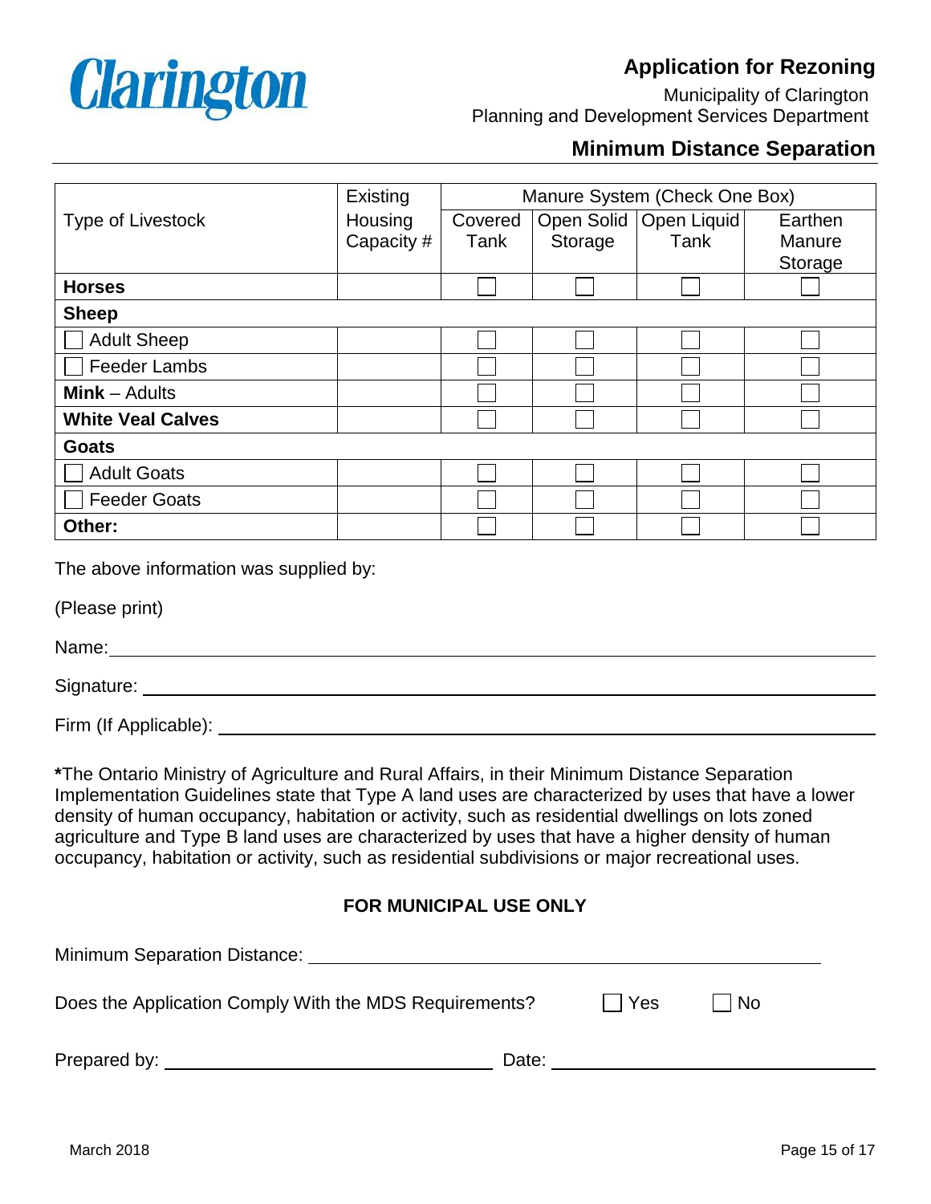Clarington

# Application for Rezoning

Municipality of Clarington
Planning and Development Services Department

## Minimum Distance Separation

| Type of Livestock | Existing Housing Capacity # | Manure System (Check One Box) | | | |
|---|---|---|---|---|---|
| | | Covered Tank | Open Solid Storage | Open Liquid Tank | Earthen Manure Storage |
| **Horses** | | ☐ | ☐ | ☐ | ☐ |
| **Sheep** | | | | | |
| ☐ Adult Sheep | | ☐ | ☐ | ☐ | ☐ |
| ☐ Feeder Lambs | | ☐ | ☐ | ☐ | ☐ |
| **Mink** – Adults | | ☐ | ☐ | ☐ | ☐ |
| **White Veal Calves** | | ☐ | ☐ | ☐ | ☐ |
| **Goats** | | | | | |
| ☐ Adult Goats | | ☐ | ☐ | ☐ | ☐ |
| ☐ Feeder Goats | | ☐ | ☐ | ☐ | ☐ |
| **Other:** | | ☐ | ☐ | ☐ | ☐ |

The above information was supplied by:

(Please print)

Name: ______________________________

Signature: ______________________________

Firm (If Applicable): ______________________________

**\***The Ontario Ministry of Agriculture and Rural Affairs, in their Minimum Distance Separation Implementation Guidelines state that Type A land uses are characterized by uses that have a lower density of human occupancy, habitation or activity, such as residential dwellings on lots zoned agriculture and Type B land uses are characterized by uses that have a higher density of human occupancy, habitation or activity, such as residential subdivisions or major recreational uses.

**FOR MUNICIPAL USE ONLY**

Minimum Separation Distance: ______________________________

Does the Application Comply With the MDS Requirements? ☐ Yes ☐ No

Prepared by: ____________________ Date: ____________________

March 2018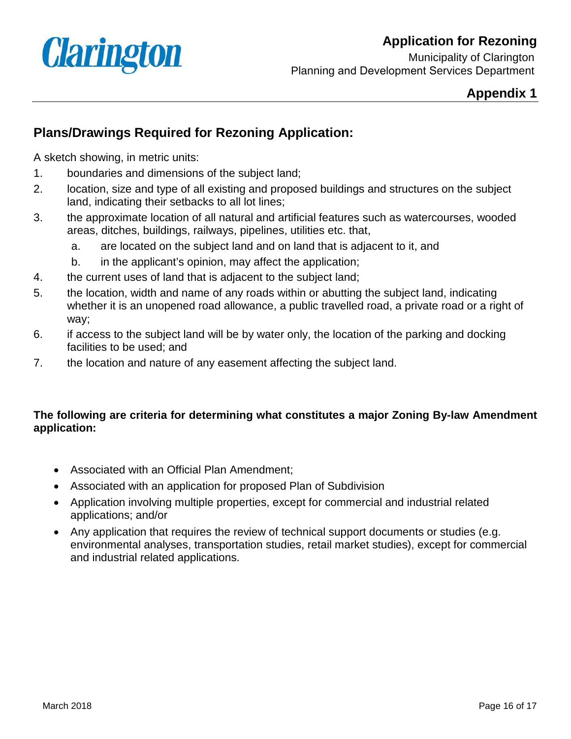# Application for Rezoning

Municipality of Clarington
Planning and Development Services Department

## Appendix 1

## Plans/Drawings Required for Rezoning Application:

A sketch showing, in metric units:

1. boundaries and dimensions of the subject land;
2. location, size and type of all existing and proposed buildings and structures on the subject land, indicating their setbacks to all lot lines;
3. the approximate location of all natural and artificial features such as watercourses, wooded areas, ditches, buildings, railways, pipelines, utilities etc. that,
   a. are located on the subject land and on land that is adjacent to it, and
   b. in the applicant's opinion, may affect the application;
4. the current uses of land that is adjacent to the subject land;
5. the location, width and name of any roads within or abutting the subject land, indicating whether it is an unopened road allowance, a public travelled road, a private road or a right of way;
6. if access to the subject land will be by water only, the location of the parking and docking facilities to be used; and
7. the location and nature of any easement affecting the subject land.

**The following are criteria for determining what constitutes a major Zoning By-law Amendment application:**

- Associated with an Official Plan Amendment;
- Associated with an application for proposed Plan of Subdivision
- Application involving multiple properties, except for commercial and industrial related applications; and/or
- Any application that requires the review of technical support documents or studies (e.g. environmental analyses, transportation studies, retail market studies), except for commercial and industrial related applications.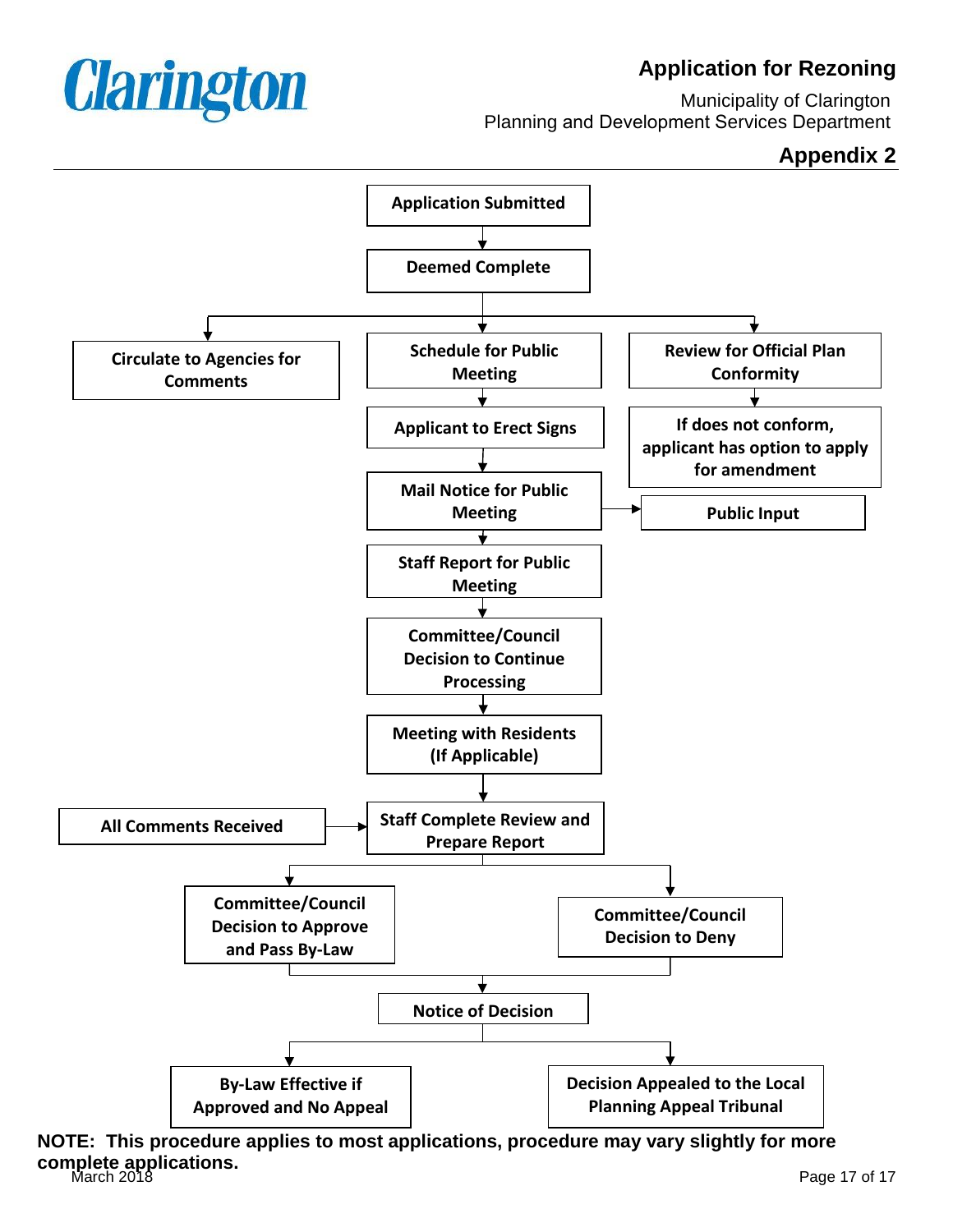# Application for Rezoning

Municipality of Clarington
Planning and Development Services Department

## Appendix 2

Application Submitted

Deemed Complete

Circulate to Agencies for Comments

Schedule for Public Meeting

Review for Official Plan Conformity

Applicant to Erect Signs

If does not conform, applicant has option to apply for amendment

Mail Notice for Public Meeting

Public Input

Staff Report for Public Meeting

Committee/Council Decision to Continue Processing

Meeting with Residents (If Applicable)

All Comments Received

Staff Complete Review and Prepare Report

Committee/Council Decision to Approve and Pass By-Law

Committee/Council Decision to Deny

Notice of Decision

By-Law Effective if Approved and No Appeal

Decision Appealed to the Local Planning Appeal Tribunal

**NOTE: This procedure applies to most applications, procedure may vary slightly for more complete applications.**

March 2018